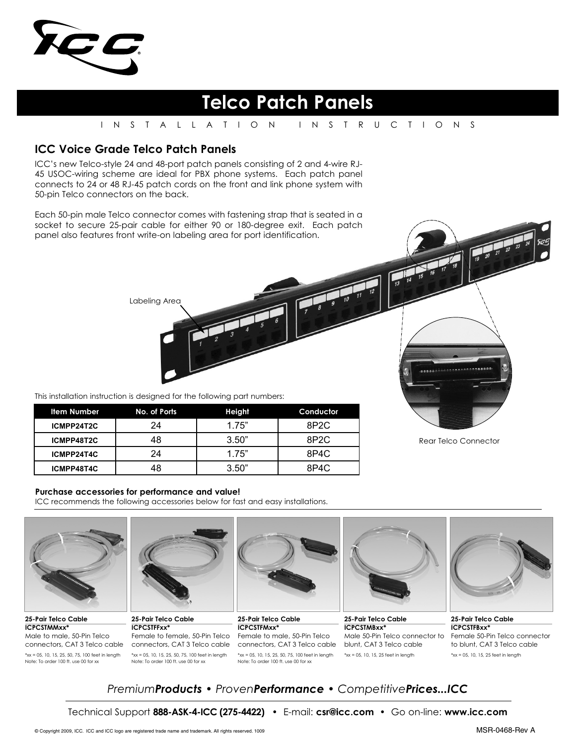# Telco Patch Panels

I N S T A L L A T I O N   I N S T R U C T I O N S

## ICC Voice Grade Telco Patch Panels

ICC's new Telco-style 24 and 48-port patch panels consisting of 2 and 4-wire RJ-45 USOC-wiring scheme are ideal for PBX phone systems. Each patch panel connects to 24 or 48 RJ-45 patch cords on the front and link phone system with 50-pin Telco connectors on the back.

Each 50-pin male Telco connector comes with fastening strap that is seated in a socket to secure 25-pair cable for either 90 or 180-degree exit. Each patch panel also features front write-on labeling area for port identification.

Labeling Area

Rear Telco Connector

This installation instruction is designed for the following part numbers:

| Item Number | No. of Ports | Height | Conductor |
|---|---|---|---|
| ICMPP24T2C | 24 | 1.75" | 8P2C |
| ICMPP48T2C | 48 | 3.50" | 8P2C |
| ICMPP24T4C | 24 | 1.75" | 8P4C |
| ICMPP48T4C | 48 | 3.50" | 8P4C |

**Purchase accessories for performance and value!**

ICC recommends the following accessories below for fast and easy installations.

**25-Pair Telco Cable**
**ICPCSTMMxx***
Male to male, 50-Pin Telco connectors, CAT 3 Telco cable
*xx = 05, 10, 15, 25, 50, 75, 100 feet in length
Note: To order 100 ft. use 00 for xx

**25-Pair Telco Cable**
**ICPCSTFFxx***
Female to female, 50-Pin Telco connectors, CAT 3 Telco cable
*xx = 05, 10, 15, 25, 50, 75, 100 feet in length
Note: To order 100 ft. use 00 for xx

**25-Pair Telco Cable**
**ICPCSTFMxx***
Female to male, 50-Pin Telco connectors, CAT 3 Telco cable
*xx = 05, 10, 15, 25, 50, 75, 100 feet in length
Note: To order 100 ft. use 00 for xx

**25-Pair Telco Cable**
**ICPCSTMBxx***
Male 50-Pin Telco connector to blunt, CAT 3 Telco cable
*xx = 05, 10, 15, 25 feet in length

**25-Pair Telco Cable**
**ICPCSTFBxx***
Female 50-Pin Telco connector to blunt, CAT 3 Telco cable
*xx = 05, 10, 15, 25 feet in length

*Premium**Products** • Proven**Performance** • Competitive**Prices...ICC***

Technical Support **888-ASK-4-ICC (275-4422)** • E-mail: **csr@icc.com** • Go on-line: **www.icc.com**

© Copyright 2009, ICC. ICC and ICC logo are registered trade name and trademark. All rights reserved. 1009

MSR-0468-Rev A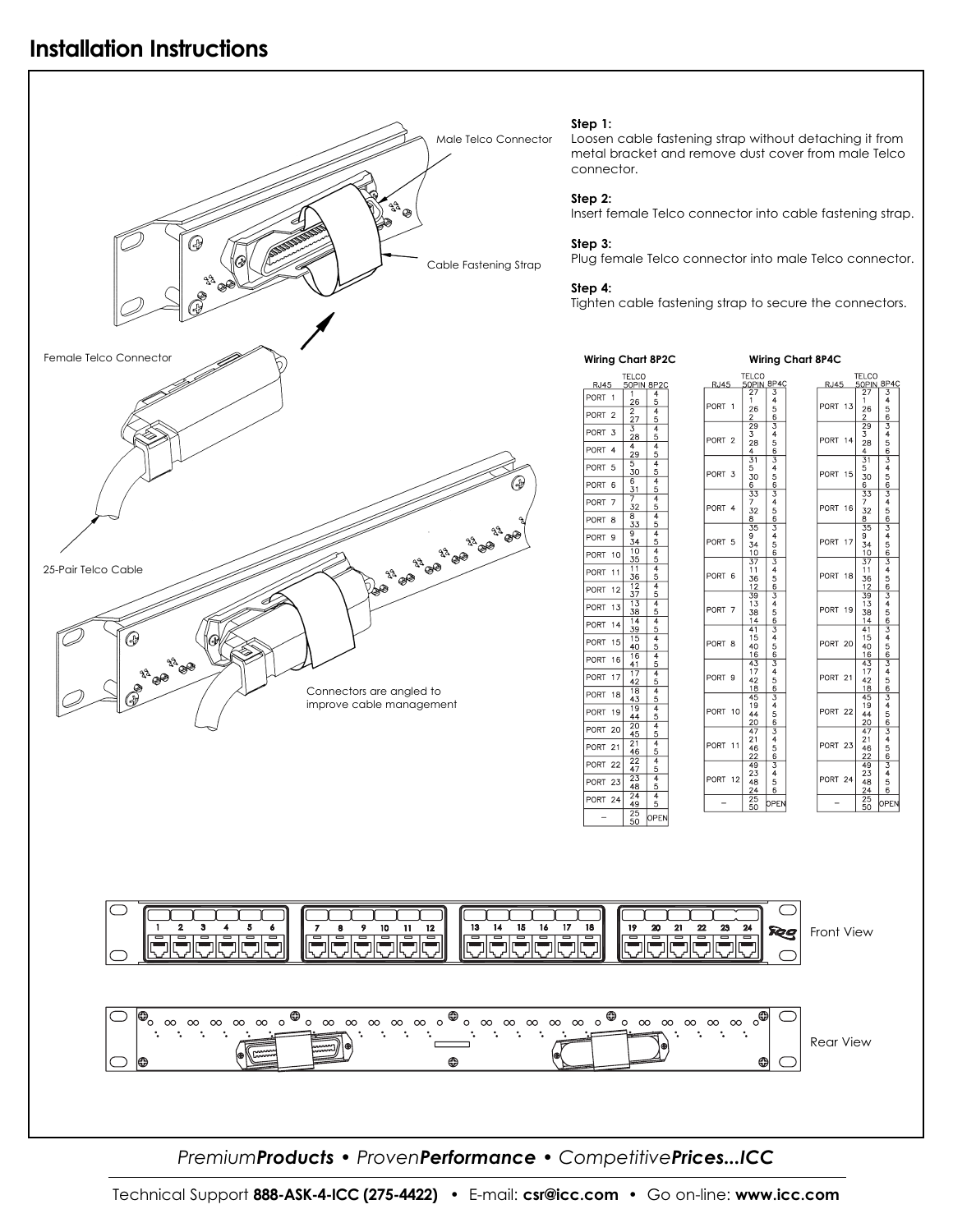# Installation Instructions

Male Telco Connector

Cable Fastening Strap

Female Telco Connector

25-Pair Telco Cable

Connectors are angled to improve cable management

**Step 1:**
Loosen cable fastening strap without detaching it from metal bracket and remove dust cover from male Telco connector.

**Step 2:**
Insert female Telco connector into cable fastening strap.

**Step 3:**
Plug female Telco connector into male Telco connector.

**Step 4:**
Tighten cable fastening strap to secure the connectors.

**Wiring Chart 8P2C**

| RJ45 | TELCO 50PIN | 8P2C |
|---|---|---|
| PORT 1 | 1<br>26 | 4<br>5 |
| PORT 2 | 2<br>27 | 4<br>5 |
| PORT 3 | 3<br>28 | 4<br>5 |
| PORT 4 | 4<br>29 | 4<br>5 |
| PORT 5 | 5<br>30 | 4<br>5 |
| PORT 6 | 6<br>31 | 4<br>5 |
| PORT 7 | 7<br>32 | 4<br>5 |
| PORT 8 | 8<br>33 | 4<br>5 |
| PORT 9 | 9<br>34 | 4<br>5 |
| PORT 10 | 10<br>35 | 4<br>5 |
| PORT 11 | 11<br>36 | 4<br>5 |
| PORT 12 | 12<br>37 | 4<br>5 |
| PORT 13 | 13<br>38 | 4<br>5 |
| PORT 14 | 14<br>39 | 4<br>5 |
| PORT 15 | 15<br>40 | 4<br>5 |
| PORT 16 | 16<br>41 | 4<br>5 |
| PORT 17 | 17<br>42 | 4<br>5 |
| PORT 18 | 18<br>43 | 4<br>5 |
| PORT 19 | 19<br>44 | 4<br>5 |
| PORT 20 | 20<br>45 | 4<br>5 |
| PORT 21 | 21<br>46 | 4<br>5 |
| PORT 22 | 22<br>47 | 4<br>5 |
| PORT 23 | 23<br>48 | 4<br>5 |
| PORT 24 | 24<br>49 | 4<br>5 |
| – | 25<br>50 | OPEN |

**Wiring Chart 8P4C**

| RJ45 | TELCO 50PIN | 8P4C | RJ45 | TELCO 50PIN | 8P4C |
|---|---|---|---|---|---|
| PORT 1 | 27<br>1<br>26<br>2 | 3<br>4<br>5<br>6 | PORT 13 | 27<br>1<br>26<br>2 | 3<br>4<br>5<br>6 |
| PORT 2 | 29<br>3<br>28<br>4 | 3<br>4<br>5<br>6 | PORT 14 | 29<br>3<br>28<br>4 | 3<br>4<br>5<br>6 |
| PORT 3 | 31<br>5<br>30<br>6 | 3<br>4<br>5<br>6 | PORT 15 | 31<br>5<br>30<br>6 | 3<br>4<br>5<br>6 |
| PORT 4 | 33<br>7<br>32<br>8 | 3<br>4<br>5<br>6 | PORT 16 | 33<br>7<br>32<br>8 | 3<br>4<br>5<br>6 |
| PORT 5 | 35<br>9<br>34<br>10 | 3<br>4<br>5<br>6 | PORT 17 | 35<br>9<br>34<br>10 | 3<br>4<br>5<br>6 |
| PORT 6 | 37<br>11<br>36<br>12 | 3<br>4<br>5<br>6 | PORT 18 | 37<br>11<br>36<br>12 | 3<br>4<br>5<br>6 |
| PORT 7 | 39<br>13<br>38<br>14 | 3<br>4<br>5<br>6 | PORT 19 | 39<br>13<br>38<br>14 | 3<br>4<br>5<br>6 |
| PORT 8 | 41<br>15<br>40<br>16 | 3<br>4<br>5<br>6 | PORT 20 | 41<br>15<br>40<br>16 | 3<br>4<br>5<br>6 |
| PORT 9 | 43<br>17<br>42<br>18 | 3<br>4<br>5<br>6 | PORT 21 | 43<br>17<br>42<br>18 | 3<br>4<br>5<br>6 |
| PORT 10 | 45<br>19<br>44<br>20 | 3<br>4<br>5<br>6 | PORT 22 | 45<br>19<br>44<br>20 | 3<br>4<br>5<br>6 |
| PORT 11 | 47<br>21<br>46<br>22 | 3<br>4<br>5<br>6 | PORT 23 | 47<br>21<br>46<br>22 | 3<br>4<br>5<br>6 |
| PORT 12 | 49<br>23<br>48<br>24 | 3<br>4<br>5<br>6 | PORT 24 | 49<br>23<br>48<br>24 | 3<br>4<br>5<br>6 |
| – | 25<br>50 | OPEN | – | 25<br>50 | OPEN |

1 2 3 4 5 6 7 8 9 10 11 12 13 14 15 16 17 18 19 20 21 22 23 24

Front View

Rear View

*Premium**Products** • Proven**Performance** • Competitive**Prices...ICC***

Technical Support **888-ASK-4-ICC (275-4422)** • E-mail: **csr@icc.com** • Go on-line: **www.icc.com**